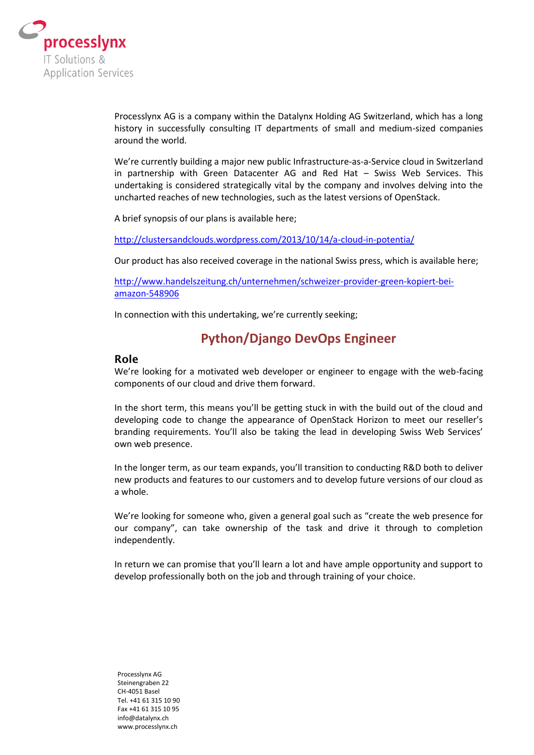processlynx
IT Solutions &
Application Services

Processlynx AG is a company within the Datalynx Holding AG Switzerland, which has a long history in successfully consulting IT departments of small and medium-sized companies around the world.

We're currently building a major new public Infrastructure-as-a-Service cloud in Switzerland in partnership with Green Datacenter AG and Red Hat – Swiss Web Services. This undertaking is considered strategically vital by the company and involves delving into the uncharted reaches of new technologies, such as the latest versions of OpenStack.

A brief synopsis of our plans is available here;

http://clustersandclouds.wordpress.com/2013/10/14/a-cloud-in-potentia/

Our product has also received coverage in the national Swiss press, which is available here;

http://www.handelszeitung.ch/unternehmen/schweizer-provider-green-kopiert-bei-amazon-548906

In connection with this undertaking, we're currently seeking;

# Python/Django DevOps Engineer

## Role

We're looking for a motivated web developer or engineer to engage with the web-facing components of our cloud and drive them forward.

In the short term, this means you'll be getting stuck in with the build out of the cloud and developing code to change the appearance of OpenStack Horizon to meet our reseller's branding requirements. You'll also be taking the lead in developing Swiss Web Services' own web presence.

In the longer term, as our team expands, you'll transition to conducting R&D both to deliver new products and features to our customers and to develop future versions of our cloud as a whole.

We're looking for someone who, given a general goal such as "create the web presence for our company", can take ownership of the task and drive it through to completion independently.

In return we can promise that you'll learn a lot and have ample opportunity and support to develop professionally both on the job and through training of your choice.

Processlynx AG
Steinengraben 22
CH-4051 Basel
Tel. +41 61 315 10 90
Fax +41 61 315 10 95
info@datalynx.ch
www.processlynx.ch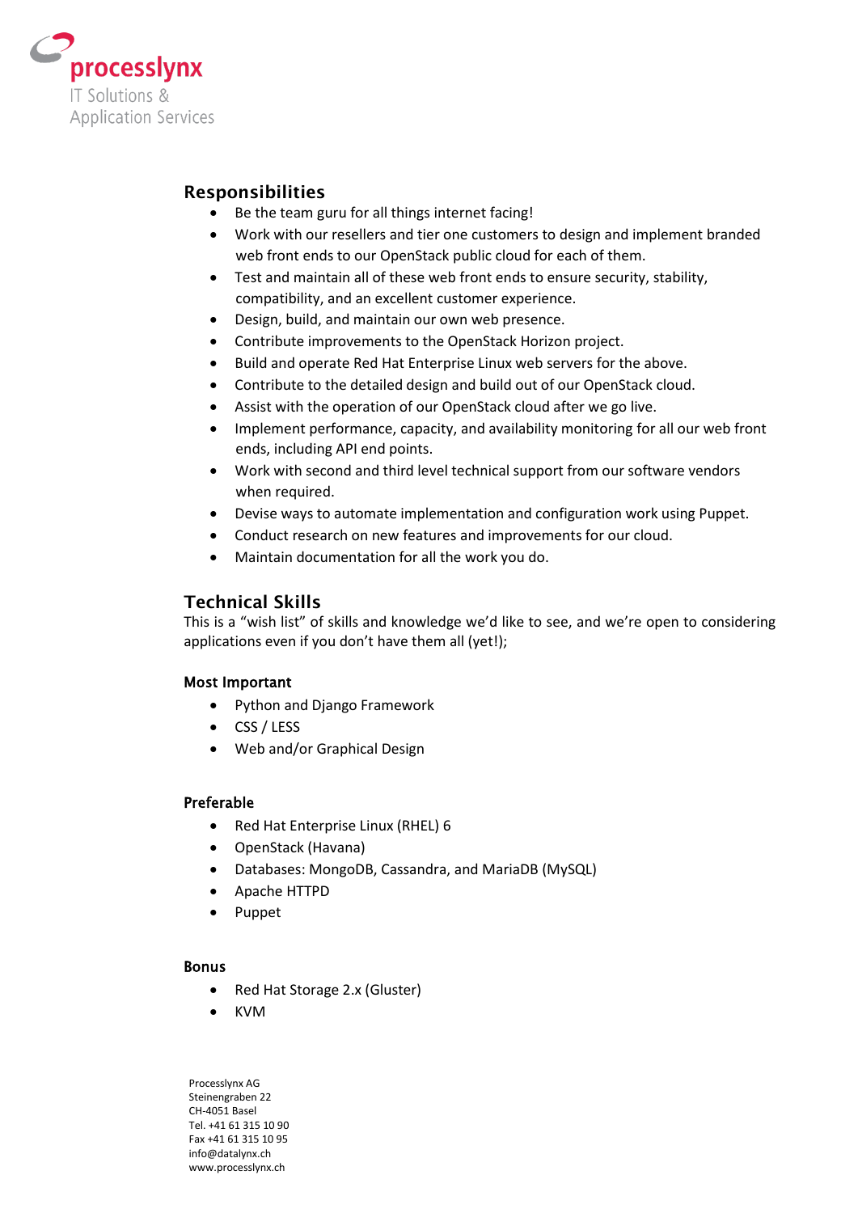processlynx
IT Solutions &
Application Services

## Responsibilities

- Be the team guru for all things internet facing!
- Work with our resellers and tier one customers to design and implement branded web front ends to our OpenStack public cloud for each of them.
- Test and maintain all of these web front ends to ensure security, stability, compatibility, and an excellent customer experience.
- Design, build, and maintain our own web presence.
- Contribute improvements to the OpenStack Horizon project.
- Build and operate Red Hat Enterprise Linux web servers for the above.
- Contribute to the detailed design and build out of our OpenStack cloud.
- Assist with the operation of our OpenStack cloud after we go live.
- Implement performance, capacity, and availability monitoring for all our web front ends, including API end points.
- Work with second and third level technical support from our software vendors when required.
- Devise ways to automate implementation and configuration work using Puppet.
- Conduct research on new features and improvements for our cloud.
- Maintain documentation for all the work you do.

## Technical Skills

This is a "wish list" of skills and knowledge we'd like to see, and we're open to considering applications even if you don't have them all (yet!);

### Most Important

- Python and Django Framework
- CSS / LESS
- Web and/or Graphical Design

### Preferable

- Red Hat Enterprise Linux (RHEL) 6
- OpenStack (Havana)
- Databases: MongoDB, Cassandra, and MariaDB (MySQL)
- Apache HTTPD
- Puppet

### Bonus

- Red Hat Storage 2.x (Gluster)
- KVM

Processlynx AG
Steinengraben 22
CH-4051 Basel
Tel. +41 61 315 10 90
Fax +41 61 315 10 95
info@datalynx.ch
www.processlynx.ch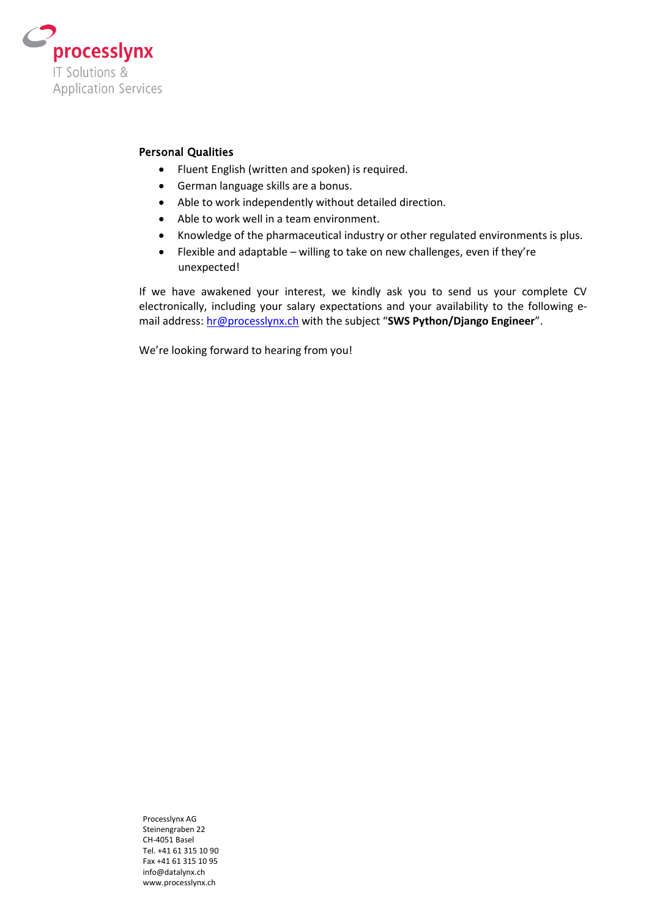## Personal Qualities

- Fluent English (written and spoken) is required.
- German language skills are a bonus.
- Able to work independently without detailed direction.
- Able to work well in a team environment.
- Knowledge of the pharmaceutical industry or other regulated environments is plus.
- Flexible and adaptable – willing to take on new challenges, even if they're unexpected!

If we have awakened your interest, we kindly ask you to send us your complete CV electronically, including your salary expectations and your availability to the following e-mail address: hr@processlynx.ch with the subject "**SWS Python/Django Engineer**".

We're looking forward to hearing from you!

Processlynx AG
Steinengraben 22
CH-4051 Basel
Tel. +41 61 315 10 90
Fax +41 61 315 10 95
info@datalynx.ch
www.processlynx.ch